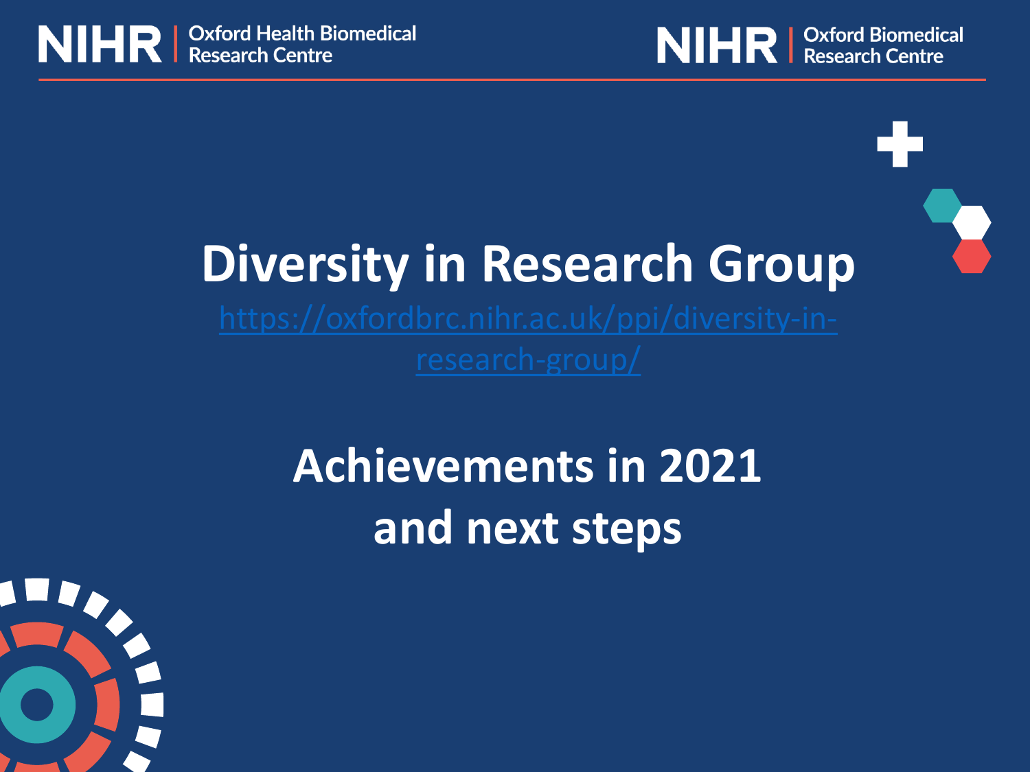NIHR | Oxford Health Biomedical Research Centre

NIHR | Oxford Biomedical Research Centre

# Diversity in Research Group

https://oxfordbrc.nihr.ac.uk/ppi/diversity-in-research-group/

## Achievements in 2021 and next steps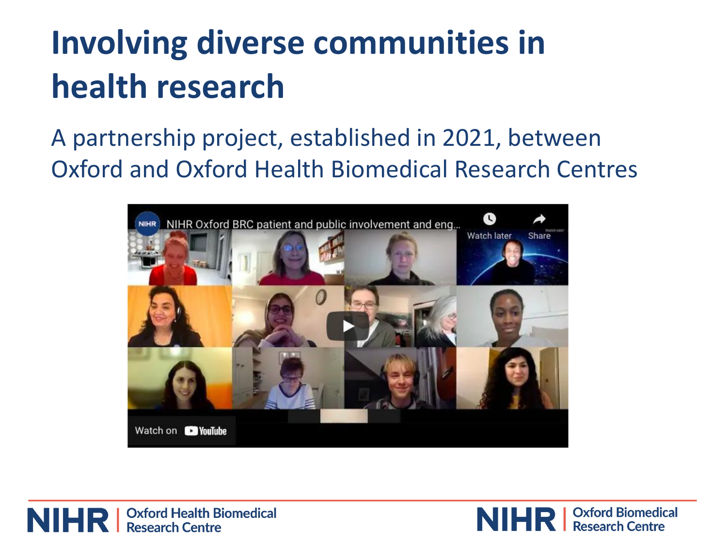# Involving diverse communities in health research

A partnership project, established in 2021, between Oxford and Oxford Health Biomedical Research Centres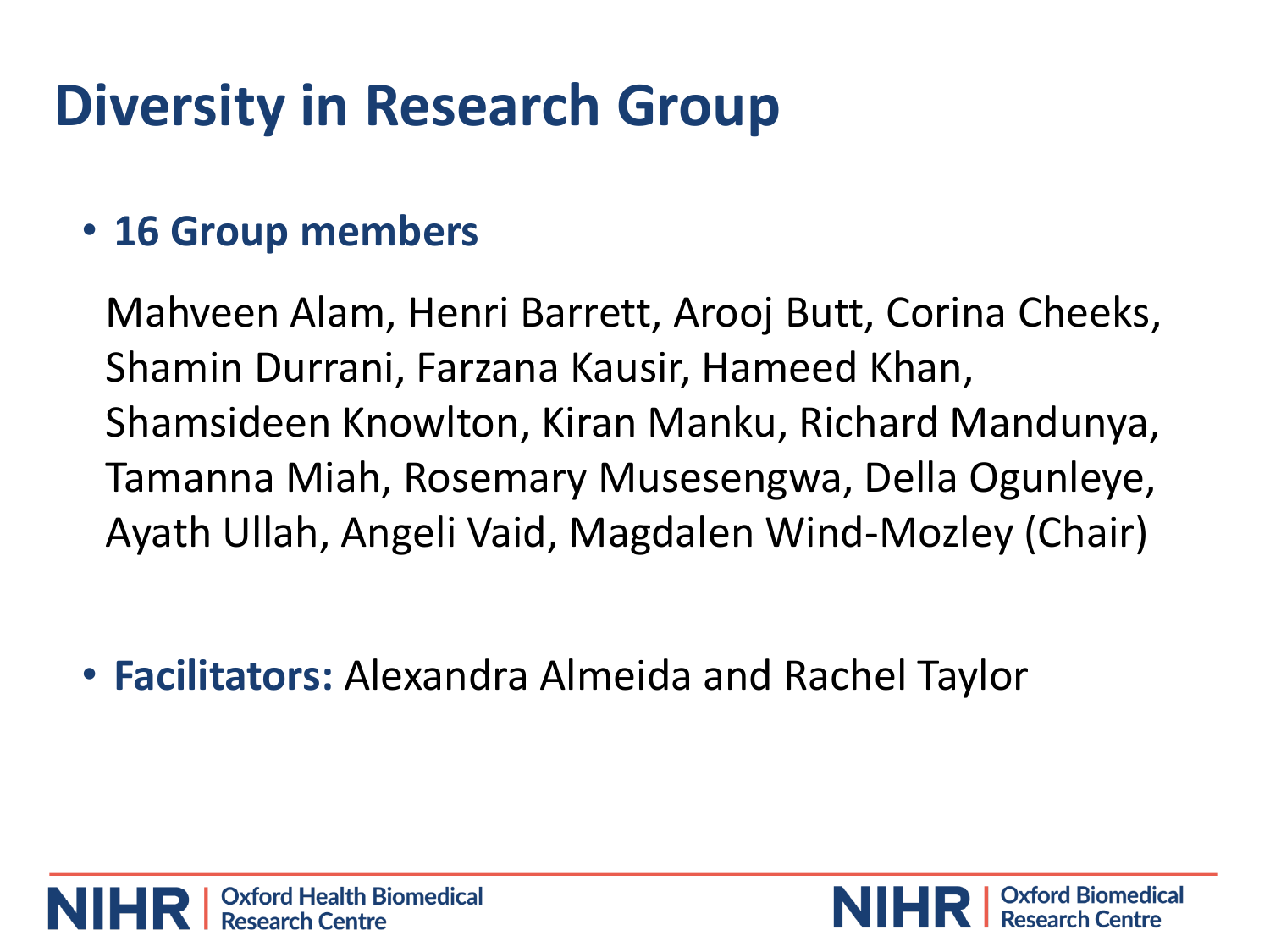# Diversity in Research Group

- **16 Group members**

  Mahveen Alam, Henri Barrett, Arooj Butt, Corina Cheeks, Shamin Durrani, Farzana Kausir, Hameed Khan, Shamsideen Knowlton, Kiran Manku, Richard Mandunya, Tamanna Miah, Rosemary Musesengwa, Della Ogunleye, Ayath Ullah, Angeli Vaid, Magdalen Wind-Mozley (Chair)

- **Facilitators:** Alexandra Almeida and Rachel Taylor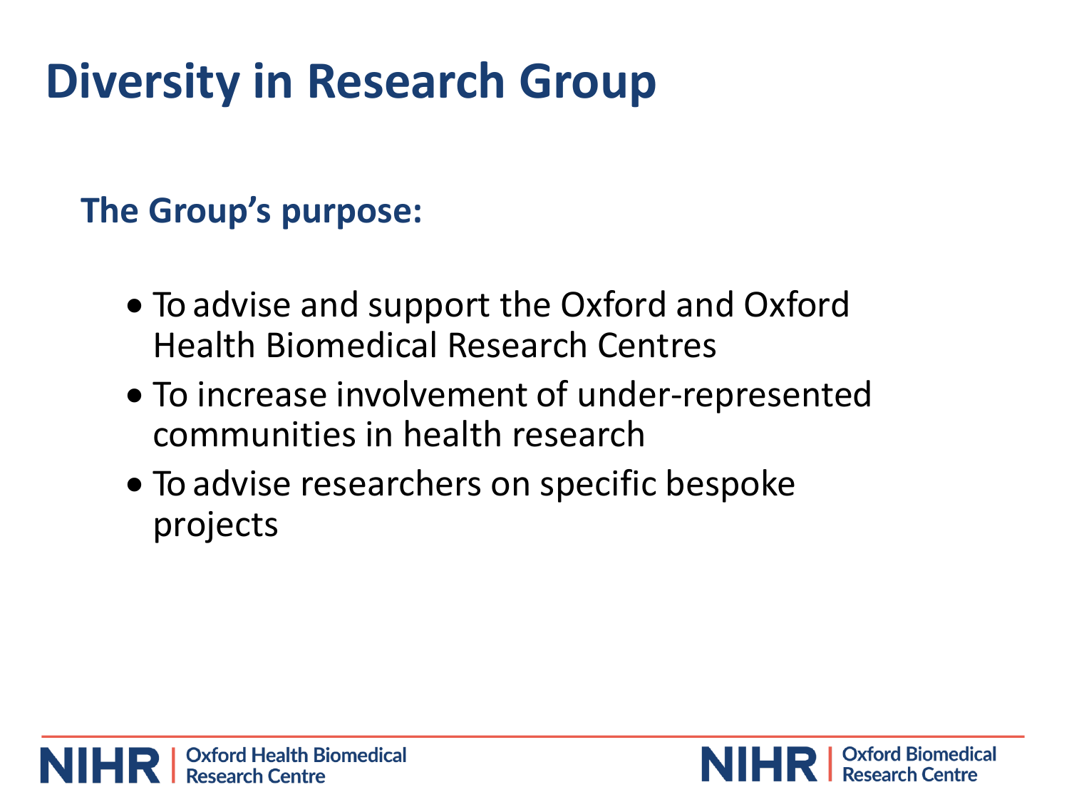# Diversity in Research Group

## The Group's purpose:

- To advise and support the Oxford and Oxford Health Biomedical Research Centres
- To increase involvement of under-represented communities in health research
- To advise researchers on specific bespoke projects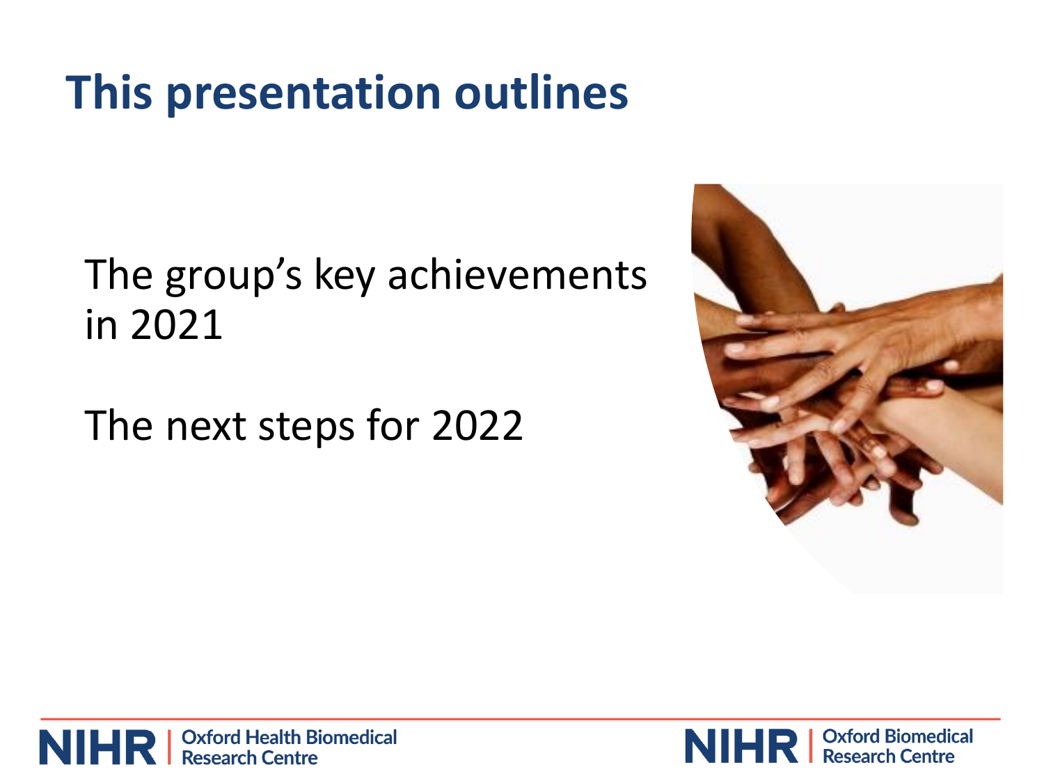# This presentation outlines

The group's key achievements in 2021

The next steps for 2022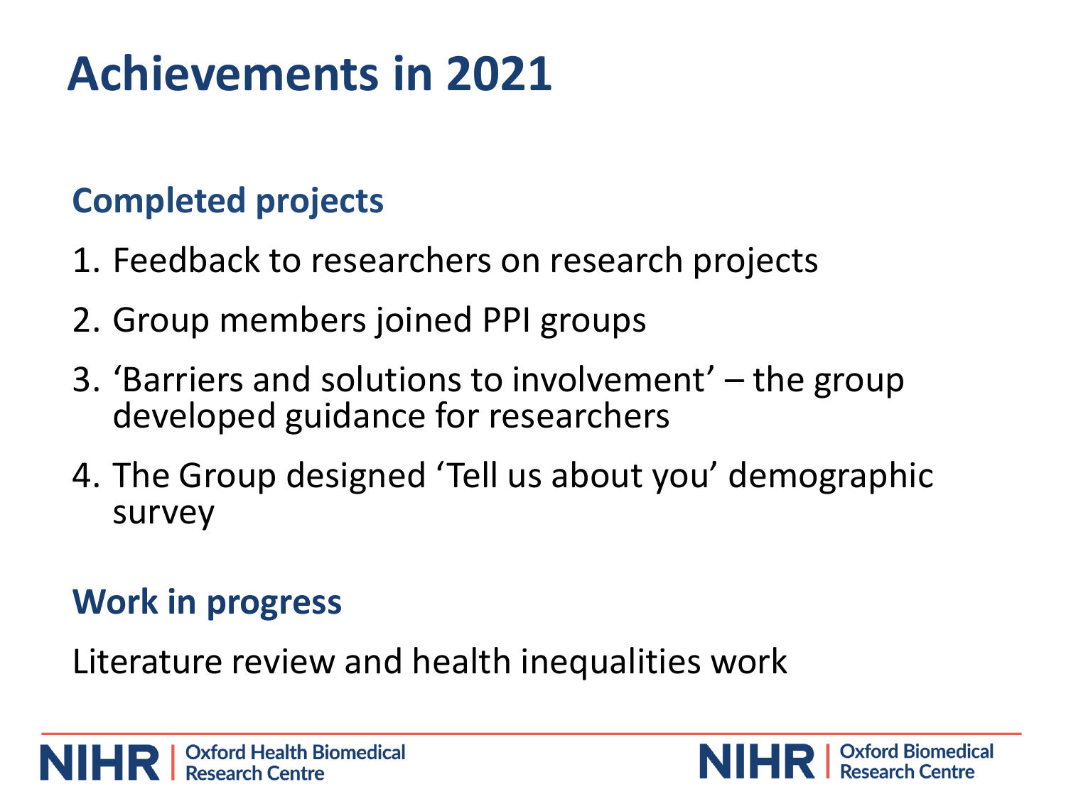# Achievements in 2021

## Completed projects

1. Feedback to researchers on research projects
2. Group members joined PPI groups
3. 'Barriers and solutions to involvement' – the group developed guidance for researchers
4. The Group designed 'Tell us about you' demographic survey

## Work in progress

Literature review and health inequalities work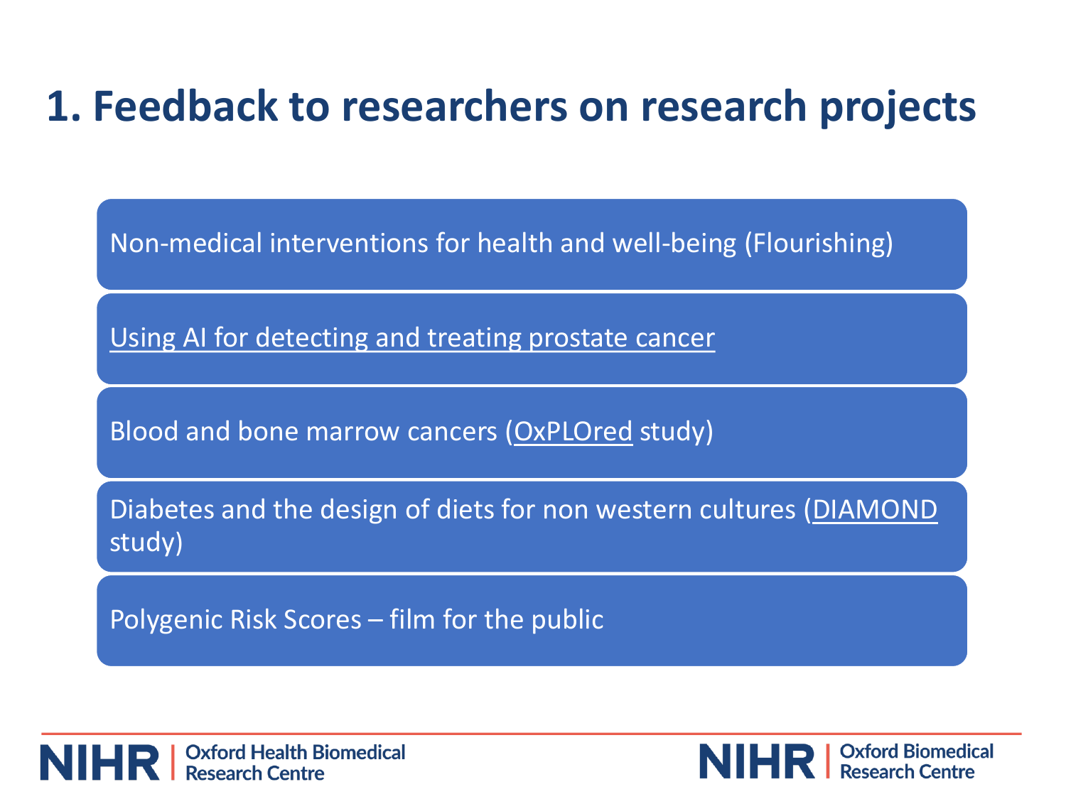# 1. Feedback to researchers on research projects

- Non-medical interventions for health and well-being (Flourishing)
- Using AI for detecting and treating prostate cancer
- Blood and bone marrow cancers (OxPLOred study)
- Diabetes and the design of diets for non western cultures (DIAMOND study)
- Polygenic Risk Scores – film for the public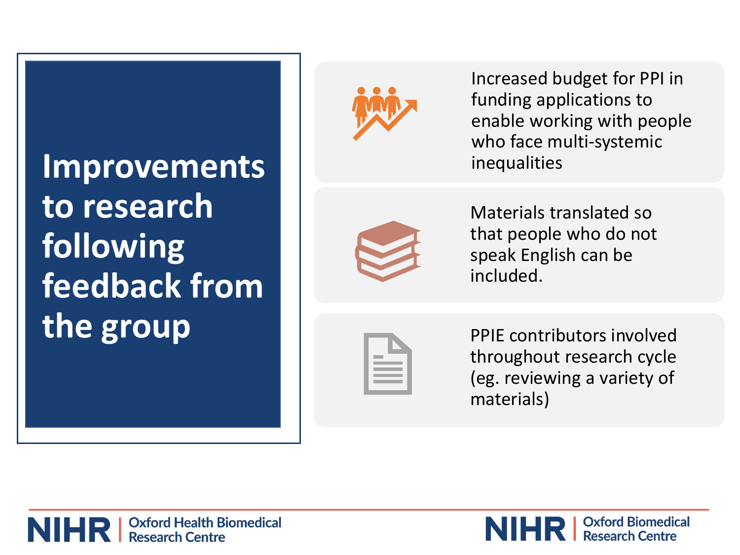# Improvements to research following feedback from the group

- Increased budget for PPI in funding applications to enable working with people who face multi-systemic inequalities
- Materials translated so that people who do not speak English can be included.
- PPIE contributors involved throughout research cycle (eg. reviewing a variety of materials)

NIHR | Oxford Health Biomedical Research Centre

NIHR | Oxford Biomedical Research Centre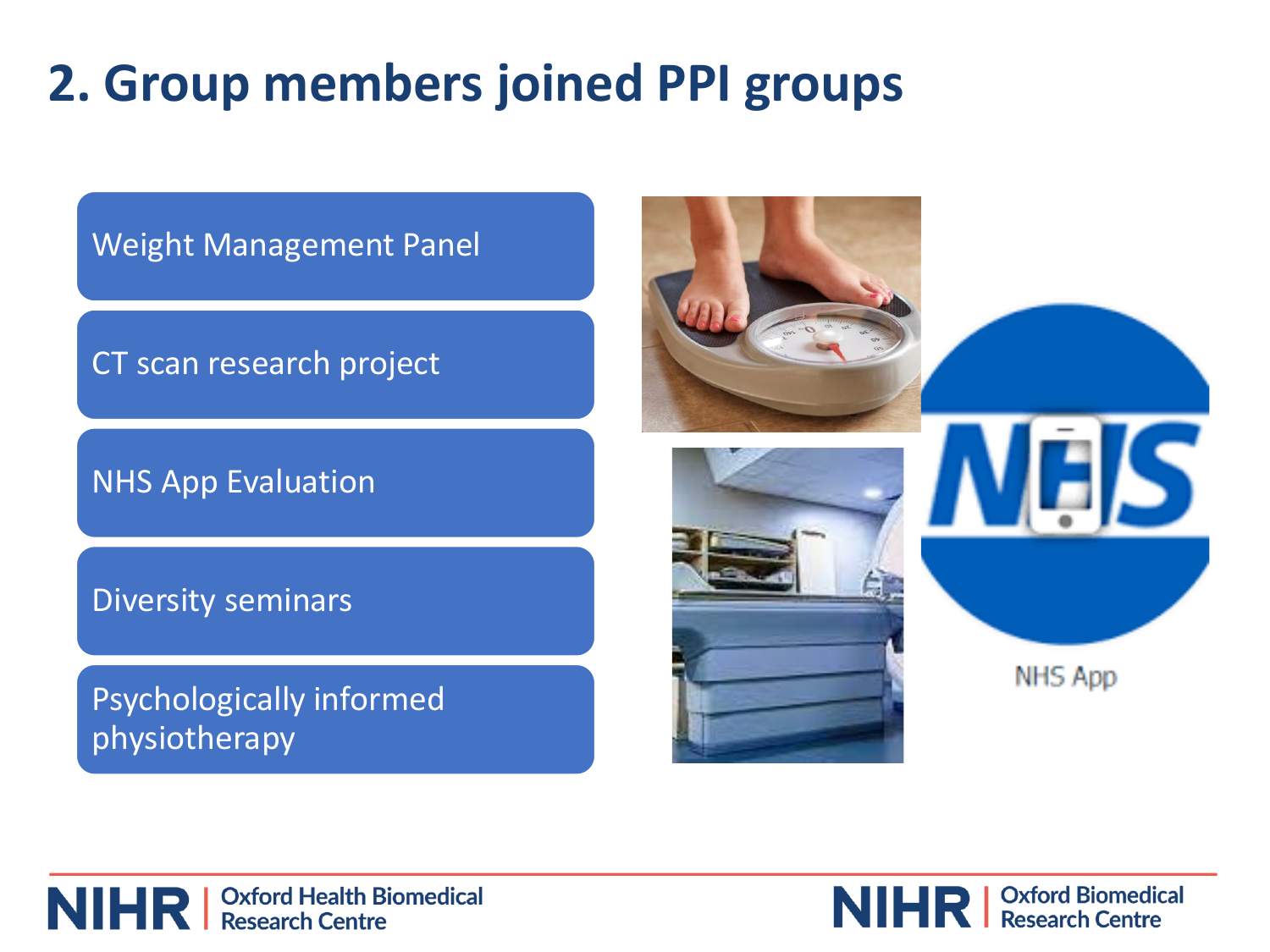# 2. Group members joined PPI groups

- Weight Management Panel
- CT scan research project
- NHS App Evaluation
- Diversity seminars
- Psychologically informed physiotherapy

NHS App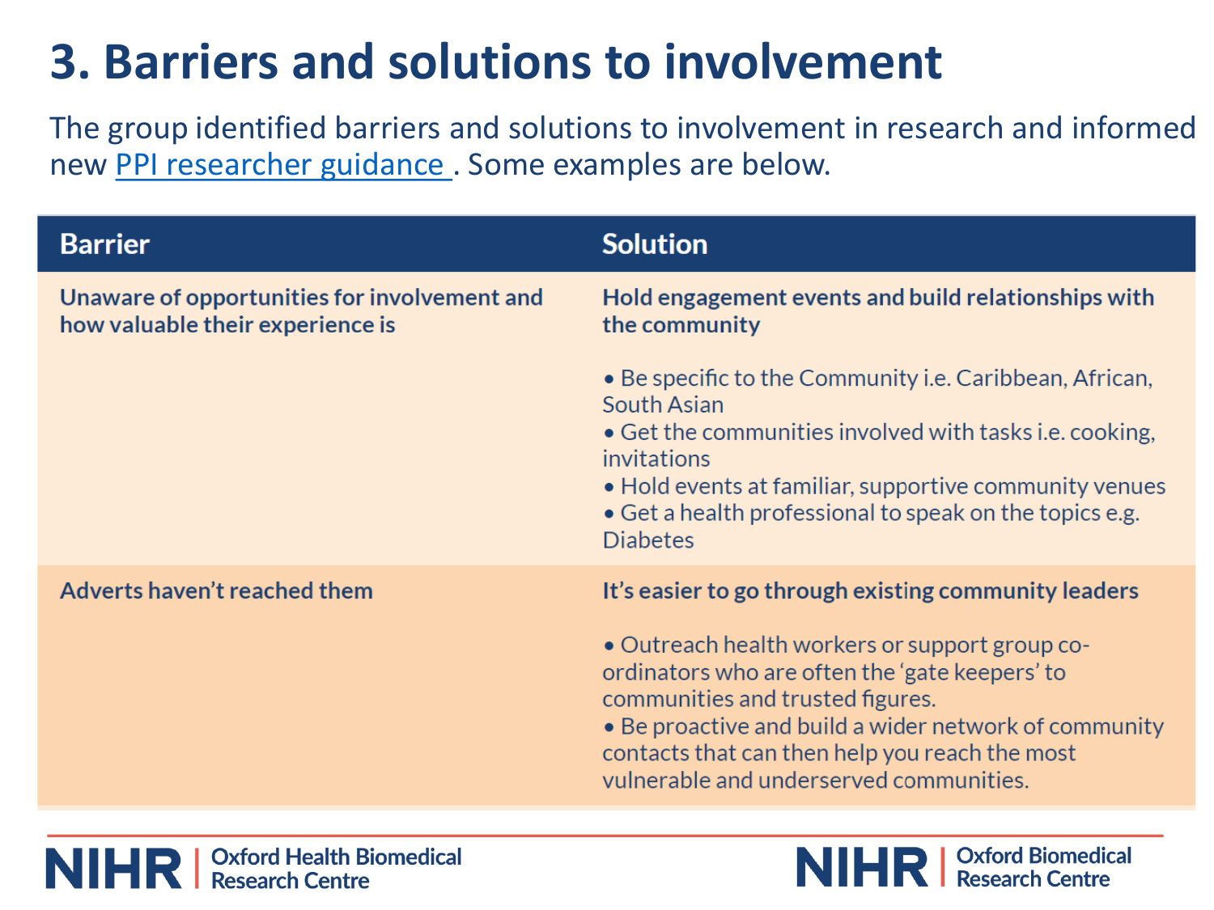# 3. Barriers and solutions to involvement

The group identified barriers and solutions to involvement in research and informed new [PPI researcher guidance](). Some examples are below.

| Barrier | Solution |
|---|---|
| **Unaware of opportunities for involvement and how valuable their experience is** | **Hold engagement events and build relationships with the community**<br><br>• Be specific to the Community i.e. Caribbean, African, South Asian<br>• Get the communities involved with tasks i.e. cooking, invitations<br>• Hold events at familiar, supportive community venues<br>• Get a health professional to speak on the topics e.g. Diabetes |
| **Adverts haven't reached them** | **It's easier to go through existing community leaders**<br><br>• Outreach health workers or support group co-ordinators who are often the 'gate keepers' to communities and trusted figures.<br>• Be proactive and build a wider network of community contacts that can then help you reach the most vulnerable and underserved communities. |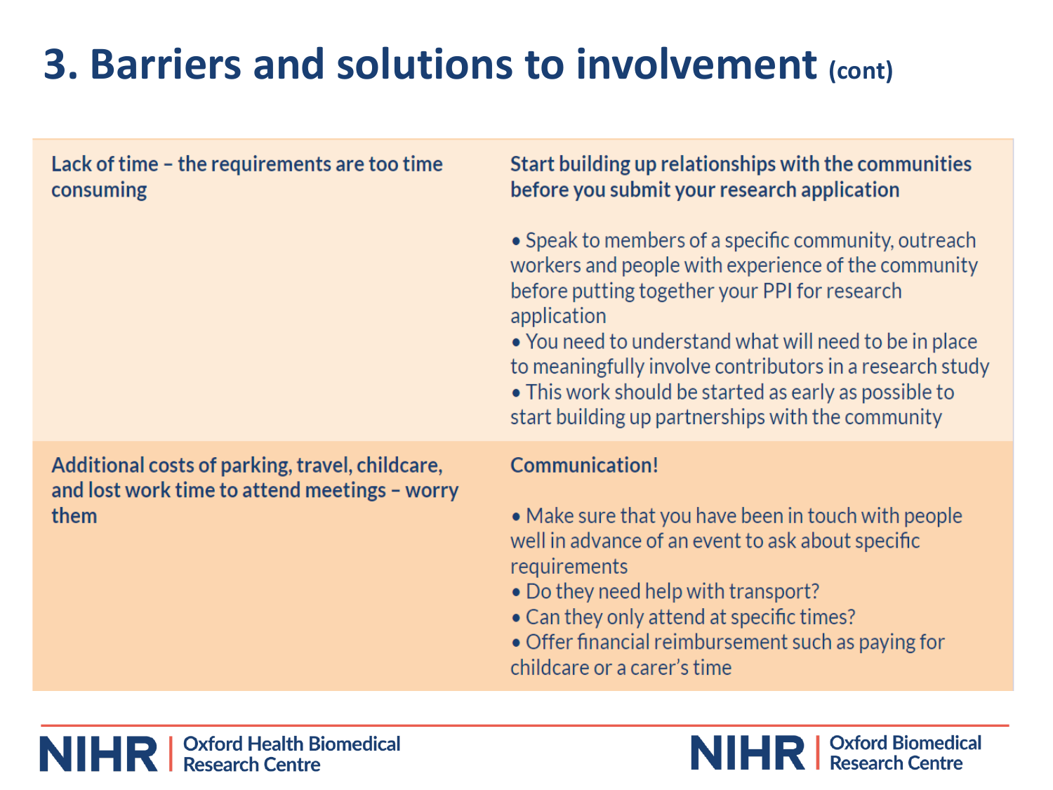# 3. Barriers and solutions to involvement (cont)

| | |
|---|---|
| Lack of time – the requirements are too time consuming | **Start building up relationships with the communities before you submit your research application**<br><br>• Speak to members of a specific community, outreach workers and people with experience of the community before putting together your PPI for research application<br>• You need to understand what will need to be in place to meaningfully involve contributors in a research study<br>• This work should be started as early as possible to start building up partnerships with the community |
| Additional costs of parking, travel, childcare, and lost work time to attend meetings – worry them | **Communication!**<br><br>• Make sure that you have been in touch with people well in advance of an event to ask about specific requirements<br>• Do they need help with transport?<br>• Can they only attend at specific times?<br>• Offer financial reimbursement such as paying for childcare or a carer's time |

NIHR | Oxford Health Biomedical Research Centre

NIHR | Oxford Biomedical Research Centre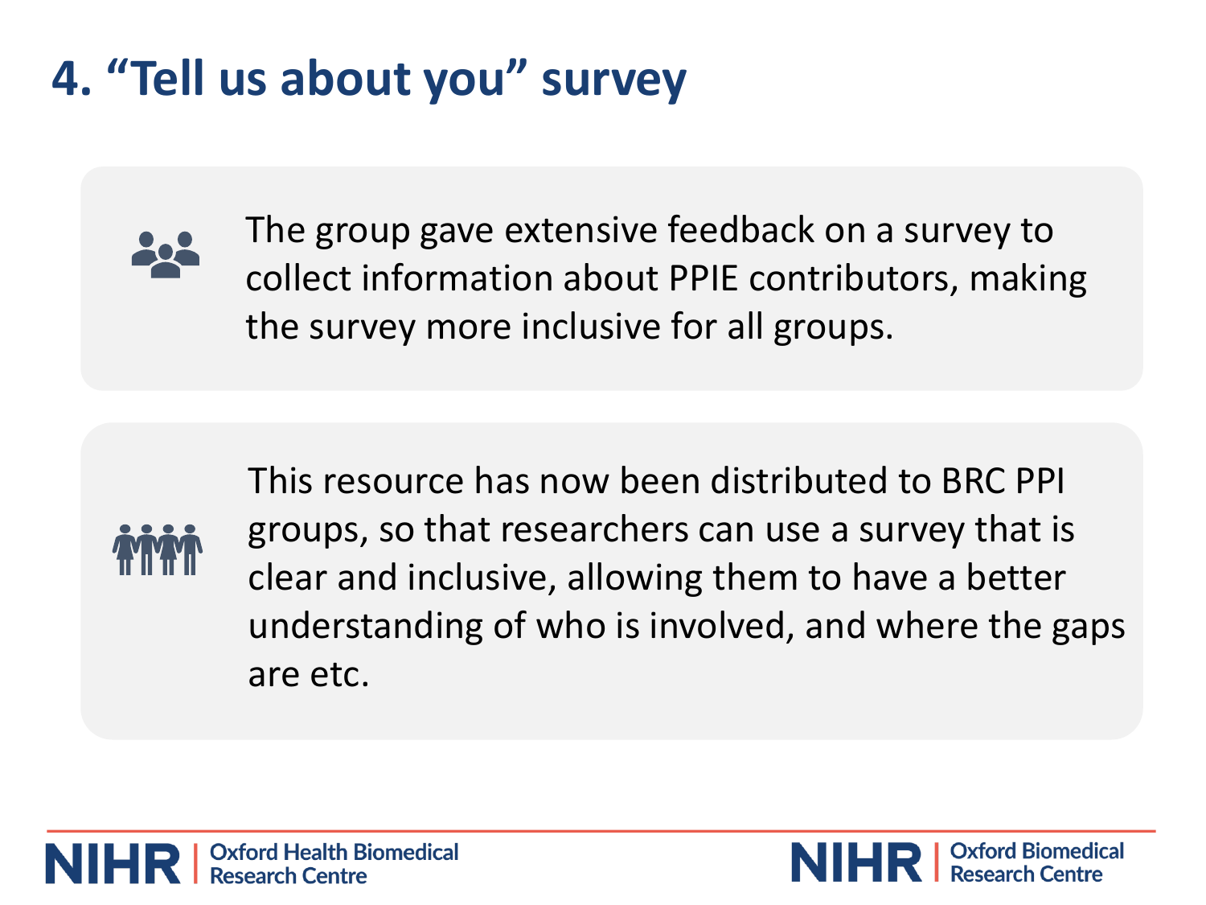# 4. “Tell us about you” survey

The group gave extensive feedback on a survey to collect information about PPIE contributors, making the survey more inclusive for all groups.

This resource has now been distributed to BRC PPI groups, so that researchers can use a survey that is clear and inclusive, allowing them to have a better understanding of who is involved, and where the gaps are etc.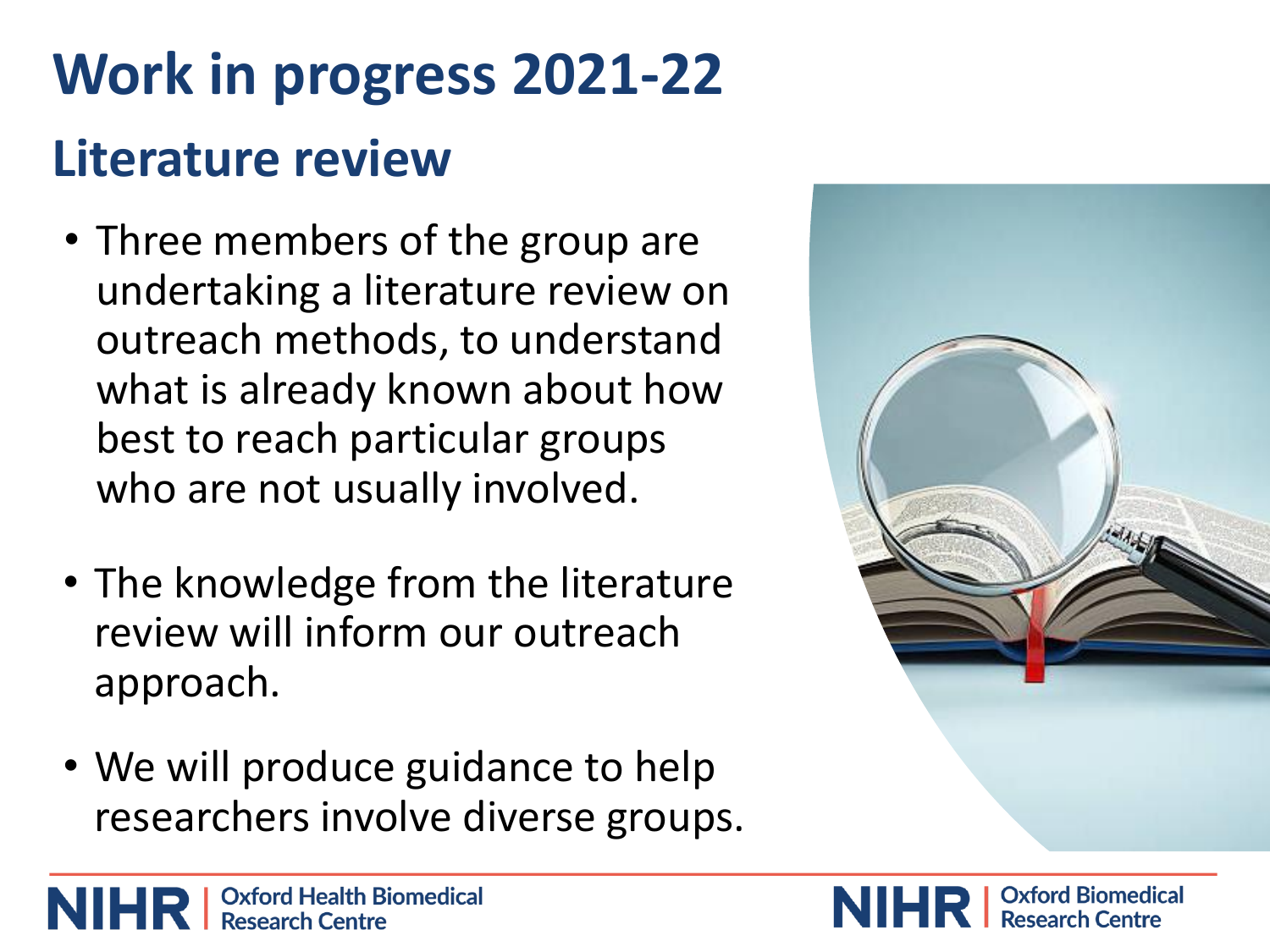# Work in progress 2021-22

## Literature review

- Three members of the group are undertaking a literature review on outreach methods, to understand what is already known about how best to reach particular groups who are not usually involved.

- The knowledge from the literature review will inform our outreach approach.

- We will produce guidance to help researchers involve diverse groups.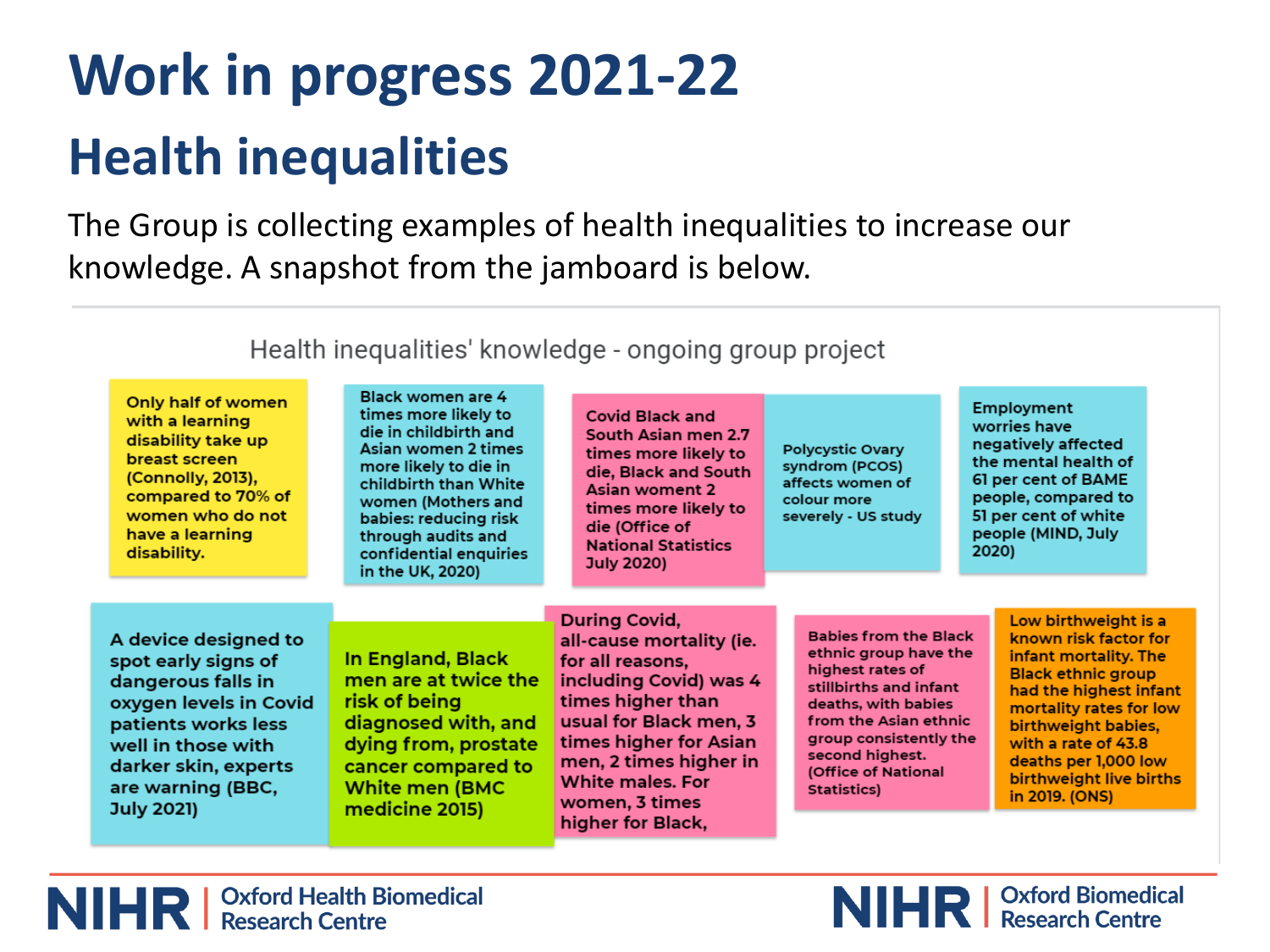# Work in progress 2021-22

## Health inequalities

The Group is collecting examples of health inequalities to increase our knowledge. A snapshot from the jamboard is below.

### Health inequalities' knowledge - ongoing group project

- Only half of women with a learning disability take up breast screen (Connolly, 2013), compared to 70% of women who do not have a learning disability.
- Black women are 4 times more likely to die in childbirth and Asian women 2 times more likely to die in childbirth than White women (Mothers and babies: reducing risk through audits and confidential enquiries in the UK, 2020)
- Covid Black and South Asian men 2.7 times more likely to die, Black and South Asian woment 2 times more likely to die (Office of National Statistics July 2020)
- Polycystic Ovary syndrom (PCOS) affects women of colour more severely - US study
- Employment worries have negatively affected the mental health of 61 per cent of BAME people, compared to 51 per cent of white people (MIND, July 2020)
- A device designed to spot early signs of dangerous falls in oxygen levels in Covid patients works less well in those with darker skin, experts are warning (BBC, July 2021)
- In England, Black men are at twice the risk of being diagnosed with, and dying from, prostate cancer compared to White men (BMC medicine 2015)
- During Covid, all-cause mortality (ie. for all reasons, including Covid) was 4 times higher than usual for Black men, 3 times higher for Asian men, 2 times higher in White males. For women, 3 times higher for Black,
- Babies from the Black ethnic group have the highest rates of stillbirths and infant deaths, with babies from the Asian ethnic group consistently the second highest. (Office of National Statistics)
- Low birthweight is a known risk factor for infant mortality. The Black ethnic group had the highest infant mortality rates for low birthweight babies, with a rate of 43.8 deaths per 1,000 low birthweight live births in 2019. (ONS)

NIHR | Oxford Health Biomedical Research Centre

NIHR | Oxford Biomedical Research Centre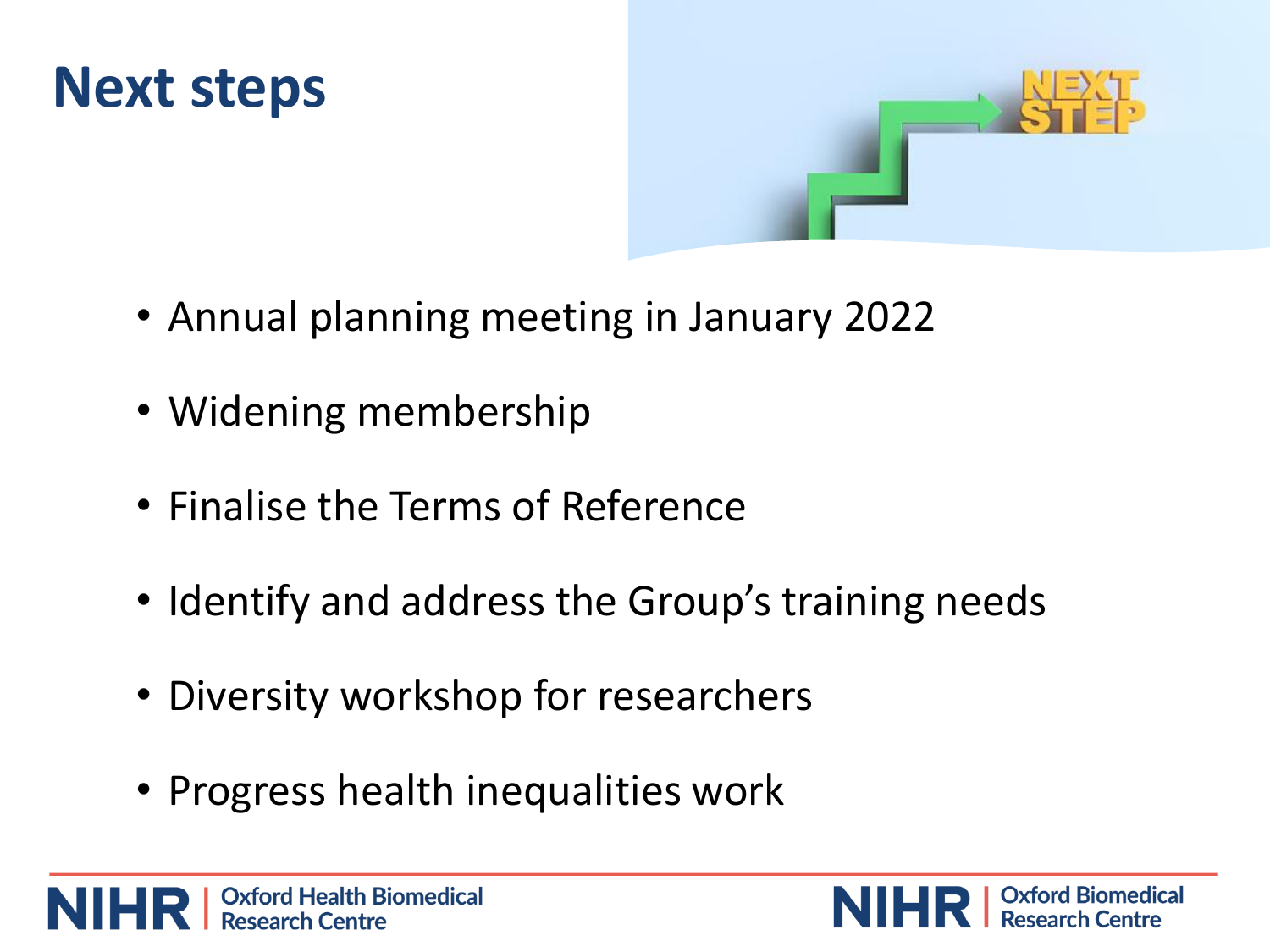# Next steps

- Annual planning meeting in January 2022
- Widening membership
- Finalise the Terms of Reference
- Identify and address the Group's training needs
- Diversity workshop for researchers
- Progress health inequalities work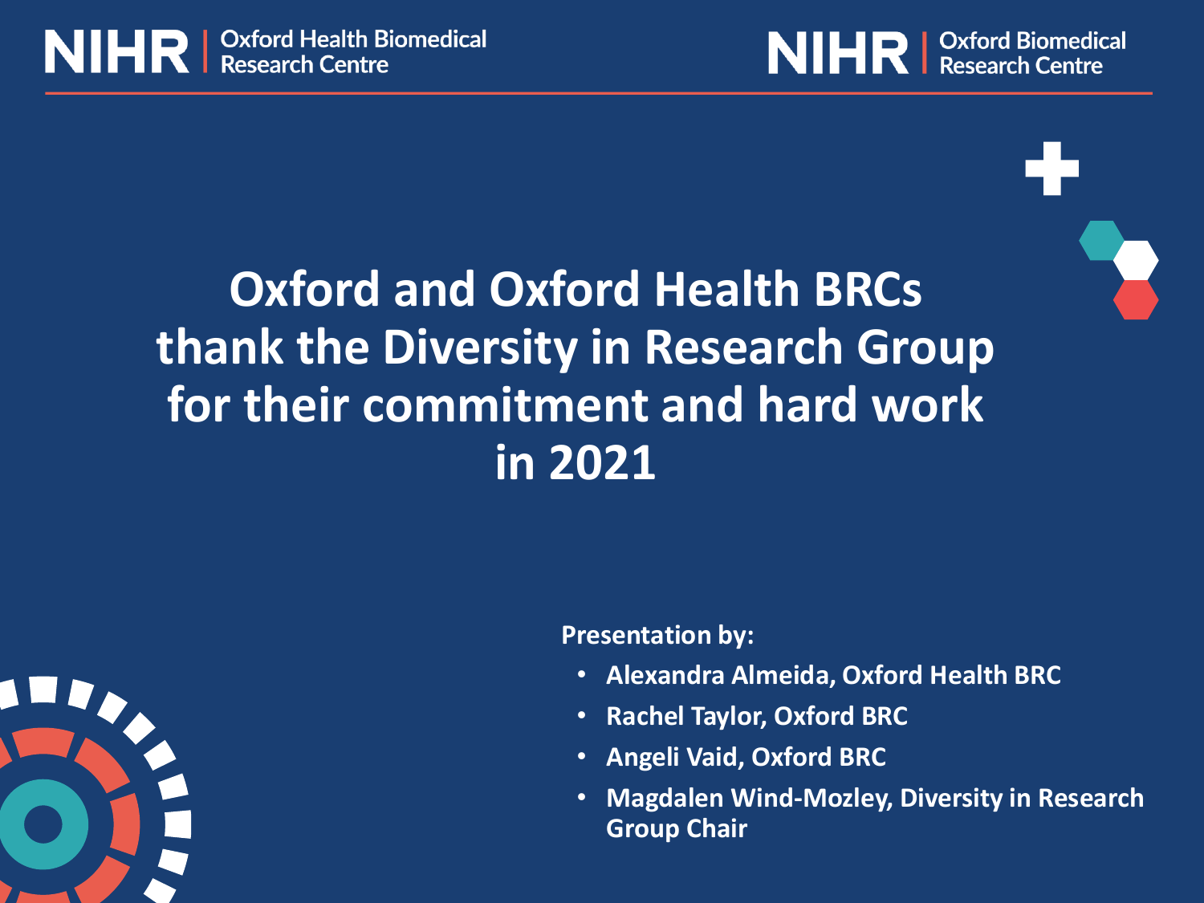NIHR | Oxford Health Biomedical Research Centre

NIHR | Oxford Biomedical Research Centre

# Oxford and Oxford Health BRCs thank the Diversity in Research Group for their commitment and hard work in 2021

**Presentation by:**

- **Alexandra Almeida, Oxford Health BRC**
- **Rachel Taylor, Oxford BRC**
- **Angeli Vaid, Oxford BRC**
- **Magdalen Wind-Mozley, Diversity in Research Group Chair**